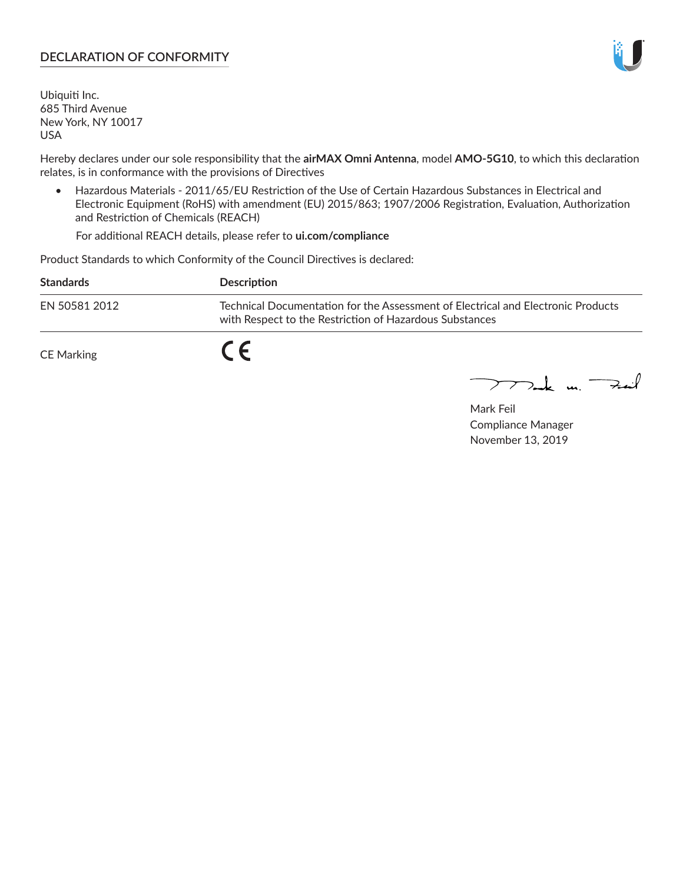## DECLARATION OF CONFORMITY

Ubiquiti Inc.
685 Third Avenue
New York, NY 10017
USA

Hereby declares under our sole responsibility that the **airMAX Omni Antenna**, model **AMO-5G10**, to which this declaration relates, is in conformance with the provisions of Directives

- Hazardous Materials - 2011/65/EU Restriction of the Use of Certain Hazardous Substances in Electrical and Electronic Equipment (RoHS) with amendment (EU) 2015/863; 1907/2006 Registration, Evaluation, Authorization and Restriction of Chemicals (REACH)

  For additional REACH details, please refer to **ui.com/compliance**

Product Standards to which Conformity of the Council Directives is declared:

| Standards | Description |
|---|---|
| EN 50581 2012 | Technical Documentation for the Assessment of Electrical and Electronic Products with Respect to the Restriction of Hazardous Substances |

CE Marking CE

Mark Feil
Compliance Manager
November 13, 2019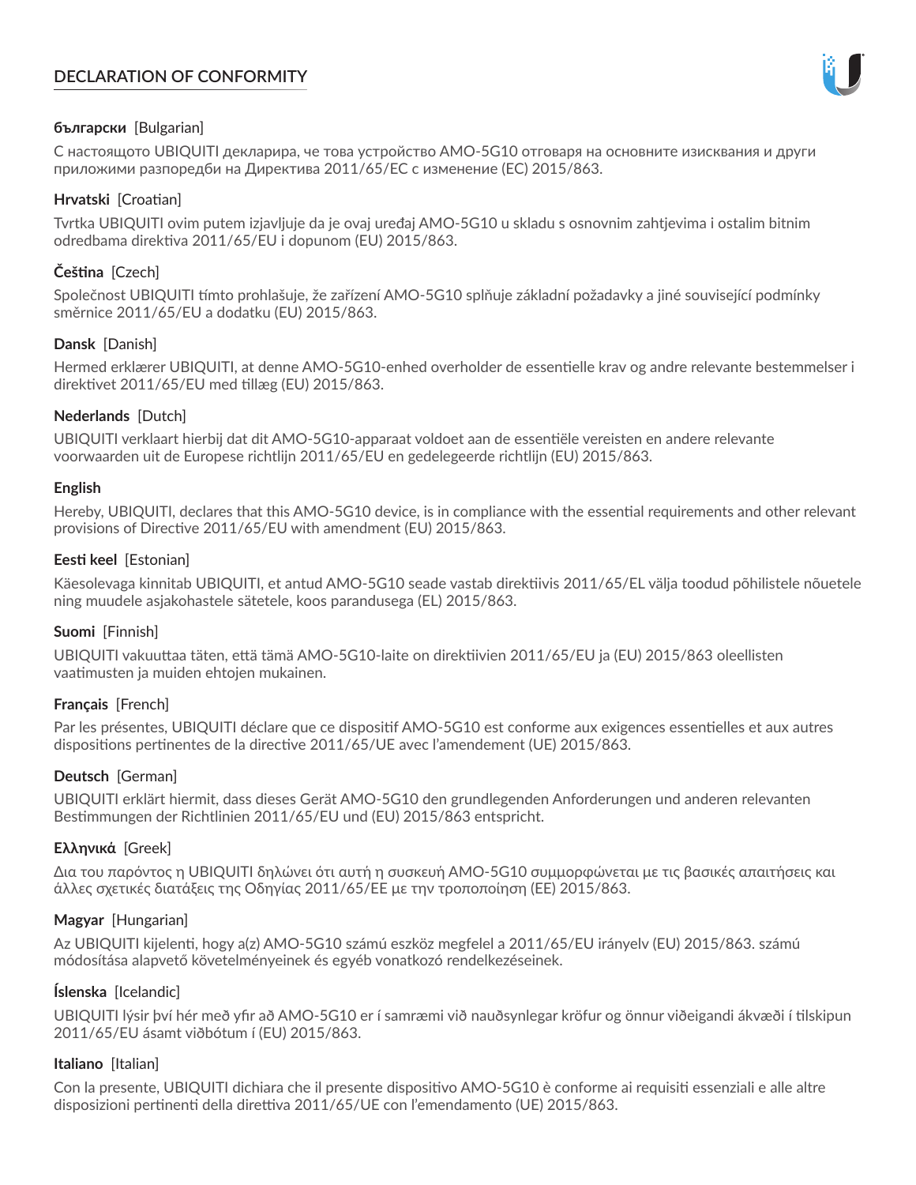# DECLARATION OF CONFORMITY

**български** [Bulgarian]

С настоящото UBIQUITI декларира, че това устройство AMO-5G10 отговаря на основните изисквания и други приложими разпоредби на Директива 2011/65/ЕС с изменение (ЕС) 2015/863.

**Hrvatski** [Croatian]

Tvrtka UBIQUITI ovim putem izjavljuje da je ovaj uređaj AMO-5G10 u skladu s osnovnim zahtjevima i ostalim bitnim odredbama direktiva 2011/65/EU i dopunom (EU) 2015/863.

**Čeština** [Czech]

Společnost UBIQUITI tímto prohlašuje, že zařízení AMO-5G10 splňuje základní požadavky a jiné související podmínky směrnice 2011/65/EU a dodatku (EU) 2015/863.

**Dansk** [Danish]

Hermed erklærer UBIQUITI, at denne AMO-5G10-enhed overholder de essentielle krav og andre relevante bestemmelser i direktivet 2011/65/EU med tillæg (EU) 2015/863.

**Nederlands** [Dutch]

UBIQUITI verklaart hierbij dat dit AMO-5G10-apparaat voldoet aan de essentiële vereisten en andere relevante voorwaarden uit de Europese richtlijn 2011/65/EU en gedelegeerde richtlijn (EU) 2015/863.

**English**

Hereby, UBIQUITI, declares that this AMO-5G10 device, is in compliance with the essential requirements and other relevant provisions of Directive 2011/65/EU with amendment (EU) 2015/863.

**Eesti keel** [Estonian]

Käesolevaga kinnitab UBIQUITI, et antud AMO-5G10 seade vastab direktiivis 2011/65/EL välja toodud põhilistele nõuetele ning muudele asjakohastele sätetele, koos parandusega (EL) 2015/863.

**Suomi** [Finnish]

UBIQUITI vakuuttaa täten, että tämä AMO-5G10-laite on direktiivien 2011/65/EU ja (EU) 2015/863 oleellisten vaatimusten ja muiden ehtojen mukainen.

**Français** [French]

Par les présentes, UBIQUITI déclare que ce dispositif AMO-5G10 est conforme aux exigences essentielles et aux autres dispositions pertinentes de la directive 2011/65/UE avec l'amendement (UE) 2015/863.

**Deutsch** [German]

UBIQUITI erklärt hiermit, dass dieses Gerät AMO-5G10 den grundlegenden Anforderungen und anderen relevanten Bestimmungen der Richtlinien 2011/65/EU und (EU) 2015/863 entspricht.

**Ελληνικά** [Greek]

Δια του παρόντος η UBIQUITI δηλώνει ότι αυτή η συσκευή AMO-5G10 συμμορφώνεται με τις βασικές απαιτήσεις και άλλες σχετικές διατάξεις της Οδηγίας 2011/65/ΕΕ με την τροποποίηση (ΕΕ) 2015/863.

**Magyar** [Hungarian]

Az UBIQUITI kijelenti, hogy a(z) AMO-5G10 számú eszköz megfelel a 2011/65/EU irányelv (EU) 2015/863. számú módosítása alapvető követelményeinek és egyéb vonatkozó rendelkezéseinek.

**Íslenska** [Icelandic]

UBIQUITI lýsir því hér með yfir að AMO-5G10 er í samræmi við nauðsynlegar kröfur og önnur viðeigandi ákvæði í tilskipun 2011/65/EU ásamt viðbótum í (EU) 2015/863.

**Italiano** [Italian]

Con la presente, UBIQUITI dichiara che il presente dispositivo AMO-5G10 è conforme ai requisiti essenziali e alle altre disposizioni pertinenti della direttiva 2011/65/UE con l'emendamento (UE) 2015/863.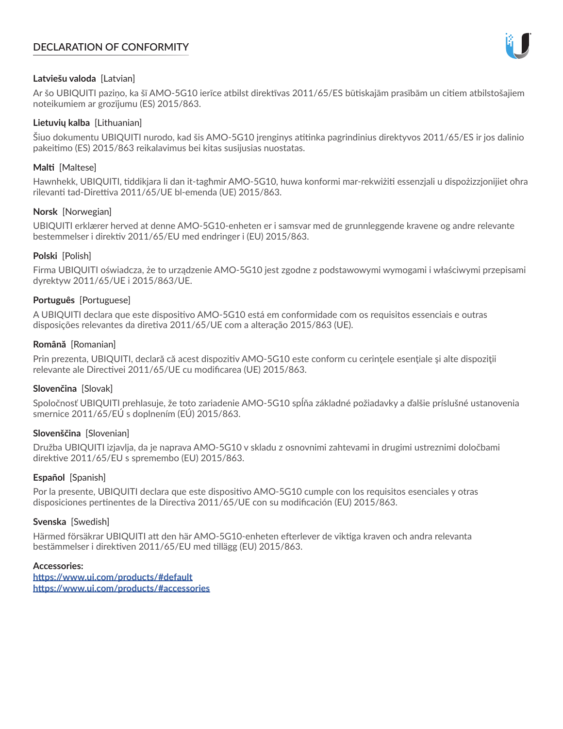## DECLARATION OF CONFORMITY

**Latviešu valoda** [Latvian]

Ar šo UBIQUITI paziņo, ka šī AMO-5G10 ierīce atbilst direktīvas 2011/65/ES būtiskajām prasībām un citiem atbilstošajiem noteikumiem ar grozījumu (ES) 2015/863.

**Lietuvių kalba** [Lithuanian]

Šiuo dokumentu UBIQUITI nurodo, kad šis AMO-5G10 įrenginys atitinka pagrindinius direktyvos 2011/65/ES ir jos dalinio pakeitimo (ES) 2015/863 reikalavimus bei kitas susijusias nuostatas.

**Malti** [Maltese]

Hawnhekk, UBIQUITI, tiddikjara li dan it-tagħmir AMO-5G10, huwa konformi mar-rekwiżiti essenzjali u dispożizzjonijiet oħra rilevanti tad-Direttiva 2011/65/UE bl-emenda (UE) 2015/863.

**Norsk** [Norwegian]

UBIQUITI erklærer herved at denne AMO-5G10-enheten er i samsvar med de grunnleggende kravene og andre relevante bestemmelser i direktiv 2011/65/EU med endringer i (EU) 2015/863.

**Polski** [Polish]

Firma UBIQUITI oświadcza, że to urządzenie AMO-5G10 jest zgodne z podstawowymi wymogami i właściwymi przepisami dyrektyw 2011/65/UE i 2015/863/UE.

**Português** [Portuguese]

A UBIQUITI declara que este dispositivo AMO-5G10 está em conformidade com os requisitos essenciais e outras disposições relevantes da diretiva 2011/65/UE com a alteração 2015/863 (UE).

**Română** [Romanian]

Prin prezenta, UBIQUITI, declară că acest dispozitiv AMO-5G10 este conform cu cerinţele esenţiale şi alte dispoziţii relevante ale Directivei 2011/65/UE cu modificarea (UE) 2015/863.

**Slovenčina** [Slovak]

Spoločnosť UBIQUITI prehlasuje, že toto zariadenie AMO-5G10 spĺňa základné požiadavky a ďalšie príslušné ustanovenia smernice 2011/65/EÚ s doplnením (EÚ) 2015/863.

**Slovenščina** [Slovenian]

Družba UBIQUITI izjavlja, da je naprava AMO-5G10 v skladu z osnovnimi zahtevami in drugimi ustreznimi določbami direktive 2011/65/EU s spremembo (EU) 2015/863.

**Español** [Spanish]

Por la presente, UBIQUITI declara que este dispositivo AMO-5G10 cumple con los requisitos esenciales y otras disposiciones pertinentes de la Directiva 2011/65/UE con su modificación (EU) 2015/863.

**Svenska** [Swedish]

Härmed försäkrar UBIQUITI att den här AMO-5G10-enheten efterlever de viktiga kraven och andra relevanta bestämmelser i direktiven 2011/65/EU med tillägg (EU) 2015/863.

**Accessories:**
**https://www.ui.com/products/#default**
**https://www.ui.com/products/#accessories**